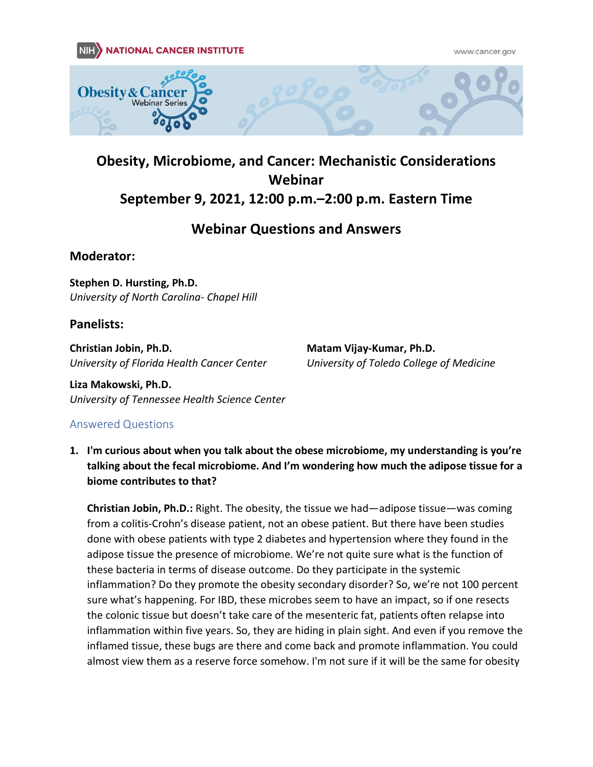# Obesity, Microbiome, and Cancer: Mechanistic Considerations Webinar

## September 9, 2021, 12:00 p.m.–2:00 p.m. Eastern Time

## Webinar Questions and Answers

### Moderator:

**Stephen D. Hursting, Ph.D.**
*University of North Carolina- Chapel Hill*

### Panelists:

**Christian Jobin, Ph.D.**
*University of Florida Health Cancer Center*

**Matam Vijay-Kumar, Ph.D.**
*University of Toledo College of Medicine*

**Liza Makowski, Ph.D.**
*University of Tennessee Health Science Center*

### Answered Questions

1. **I'm curious about when you talk about the obese microbiome, my understanding is you're talking about the fecal microbiome. And I'm wondering how much the adipose tissue for a biome contributes to that?**

   **Christian Jobin, Ph.D.:** Right. The obesity, the tissue we had—adipose tissue—was coming from a colitis-Crohn's disease patient, not an obese patient. But there have been studies done with obese patients with type 2 diabetes and hypertension where they found in the adipose tissue the presence of microbiome. We're not quite sure what is the function of these bacteria in terms of disease outcome. Do they participate in the systemic inflammation? Do they promote the obesity secondary disorder? So, we're not 100 percent sure what's happening. For IBD, these microbes seem to have an impact, so if one resects the colonic tissue but doesn't take care of the mesenteric fat, patients often relapse into inflammation within five years. So, they are hiding in plain sight. And even if you remove the inflamed tissue, these bugs are there and come back and promote inflammation. You could almost view them as a reserve force somehow. I'm not sure if it will be the same for obesity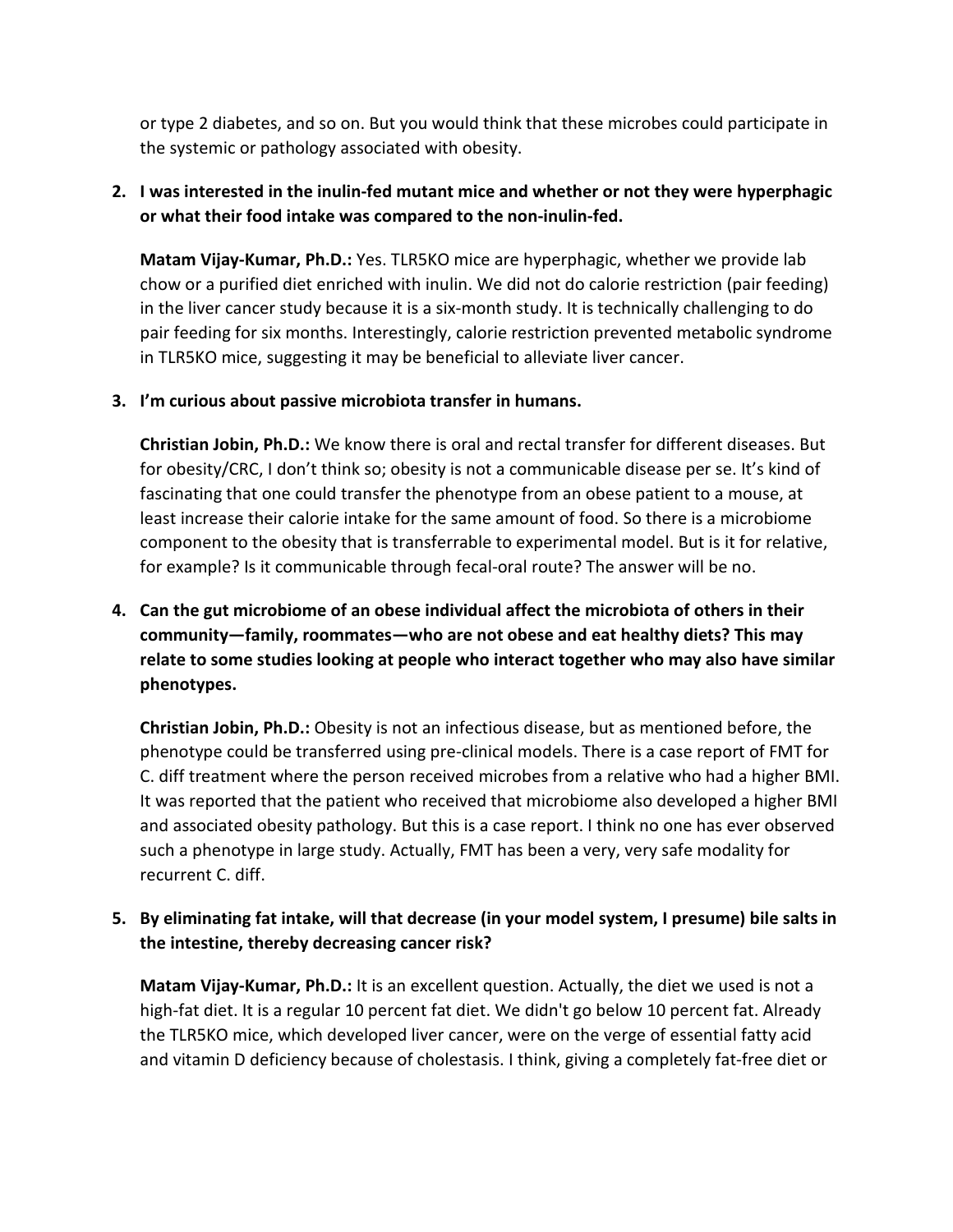or type 2 diabetes, and so on. But you would think that these microbes could participate in the systemic or pathology associated with obesity.

2. **I was interested in the inulin-fed mutant mice and whether or not they were hyperphagic or what their food intake was compared to the non-inulin-fed.**

   **Matam Vijay-Kumar, Ph.D.:** Yes. TLR5KO mice are hyperphagic, whether we provide lab chow or a purified diet enriched with inulin. We did not do calorie restriction (pair feeding) in the liver cancer study because it is a six-month study. It is technically challenging to do pair feeding for six months. Interestingly, calorie restriction prevented metabolic syndrome in TLR5KO mice, suggesting it may be beneficial to alleviate liver cancer.

3. **I'm curious about passive microbiota transfer in humans.**

   **Christian Jobin, Ph.D.:** We know there is oral and rectal transfer for different diseases. But for obesity/CRC, I don't think so; obesity is not a communicable disease per se. It's kind of fascinating that one could transfer the phenotype from an obese patient to a mouse, at least increase their calorie intake for the same amount of food. So there is a microbiome component to the obesity that is transferrable to experimental model. But is it for relative, for example? Is it communicable through fecal-oral route? The answer will be no.

4. **Can the gut microbiome of an obese individual affect the microbiota of others in their community—family, roommates—who are not obese and eat healthy diets? This may relate to some studies looking at people who interact together who may also have similar phenotypes.**

   **Christian Jobin, Ph.D.:** Obesity is not an infectious disease, but as mentioned before, the phenotype could be transferred using pre-clinical models. There is a case report of FMT for C. diff treatment where the person received microbes from a relative who had a higher BMI. It was reported that the patient who received that microbiome also developed a higher BMI and associated obesity pathology. But this is a case report. I think no one has ever observed such a phenotype in large study. Actually, FMT has been a very, very safe modality for recurrent C. diff.

5. **By eliminating fat intake, will that decrease (in your model system, I presume) bile salts in the intestine, thereby decreasing cancer risk?**

   **Matam Vijay-Kumar, Ph.D.:** It is an excellent question. Actually, the diet we used is not a high-fat diet. It is a regular 10 percent fat diet. We didn't go below 10 percent fat. Already the TLR5KO mice, which developed liver cancer, were on the verge of essential fatty acid and vitamin D deficiency because of cholestasis. I think, giving a completely fat-free diet or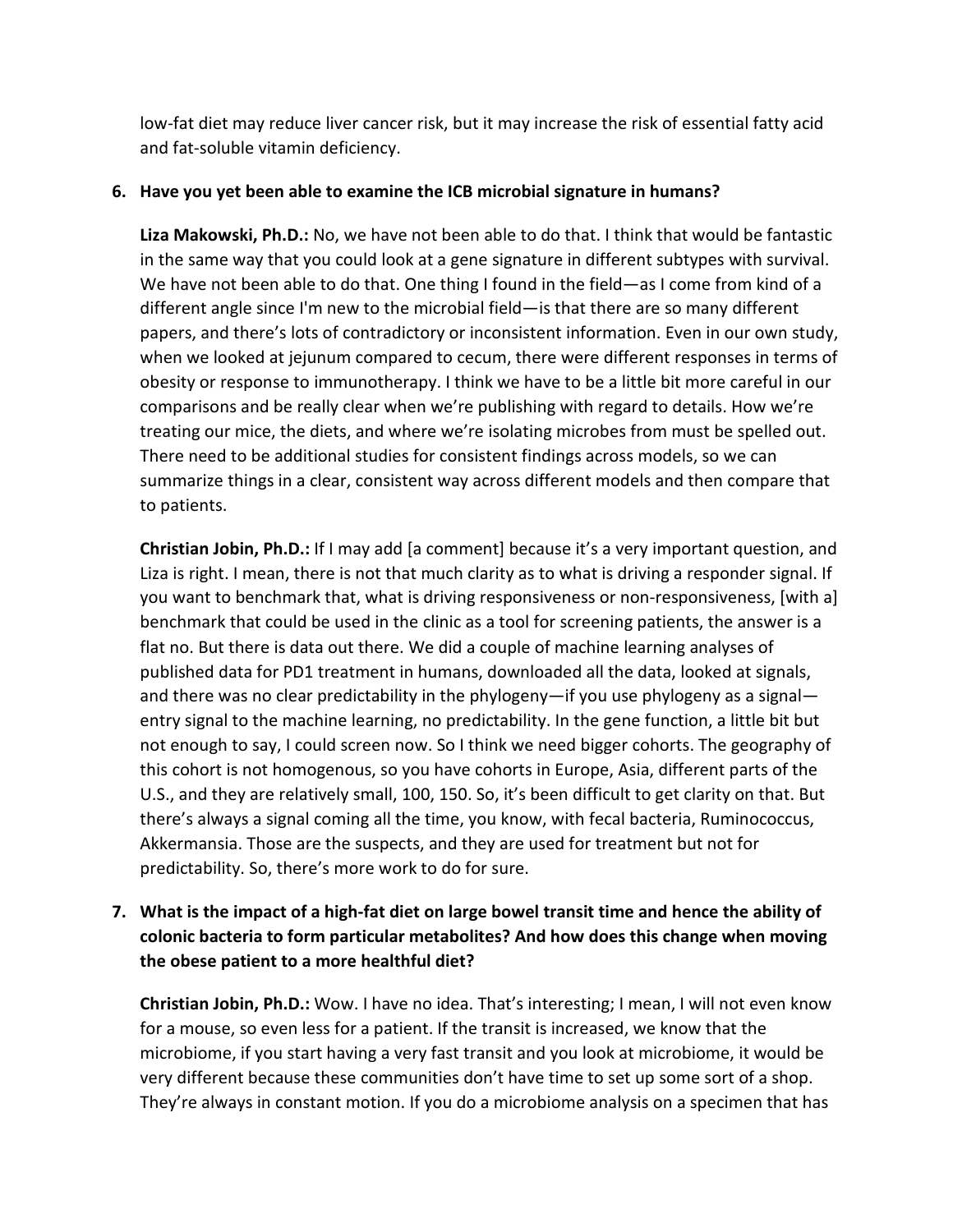low-fat diet may reduce liver cancer risk, but it may increase the risk of essential fatty acid and fat-soluble vitamin deficiency.

6. **Have you yet been able to examine the ICB microbial signature in humans?**

   **Liza Makowski, Ph.D.:** No, we have not been able to do that. I think that would be fantastic in the same way that you could look at a gene signature in different subtypes with survival. We have not been able to do that. One thing I found in the field—as I come from kind of a different angle since I'm new to the microbial field—is that there are so many different papers, and there's lots of contradictory or inconsistent information. Even in our own study, when we looked at jejunum compared to cecum, there were different responses in terms of obesity or response to immunotherapy. I think we have to be a little bit more careful in our comparisons and be really clear when we're publishing with regard to details. How we're treating our mice, the diets, and where we're isolating microbes from must be spelled out. There need to be additional studies for consistent findings across models, so we can summarize things in a clear, consistent way across different models and then compare that to patients.

   **Christian Jobin, Ph.D.:** If I may add [a comment] because it's a very important question, and Liza is right. I mean, there is not that much clarity as to what is driving a responder signal. If you want to benchmark that, what is driving responsiveness or non-responsiveness, [with a] benchmark that could be used in the clinic as a tool for screening patients, the answer is a flat no. But there is data out there. We did a couple of machine learning analyses of published data for PD1 treatment in humans, downloaded all the data, looked at signals, and there was no clear predictability in the phylogeny—if you use phylogeny as a signal—entry signal to the machine learning, no predictability. In the gene function, a little bit but not enough to say, I could screen now. So I think we need bigger cohorts. The geography of this cohort is not homogenous, so you have cohorts in Europe, Asia, different parts of the U.S., and they are relatively small, 100, 150. So, it's been difficult to get clarity on that. But there's always a signal coming all the time, you know, with fecal bacteria, Ruminococcus, Akkermansia. Those are the suspects, and they are used for treatment but not for predictability. So, there's more work to do for sure.

7. **What is the impact of a high-fat diet on large bowel transit time and hence the ability of colonic bacteria to form particular metabolites? And how does this change when moving the obese patient to a more healthful diet?**

   **Christian Jobin, Ph.D.:** Wow. I have no idea. That's interesting; I mean, I will not even know for a mouse, so even less for a patient. If the transit is increased, we know that the microbiome, if you start having a very fast transit and you look at microbiome, it would be very different because these communities don't have time to set up some sort of a shop. They're always in constant motion. If you do a microbiome analysis on a specimen that has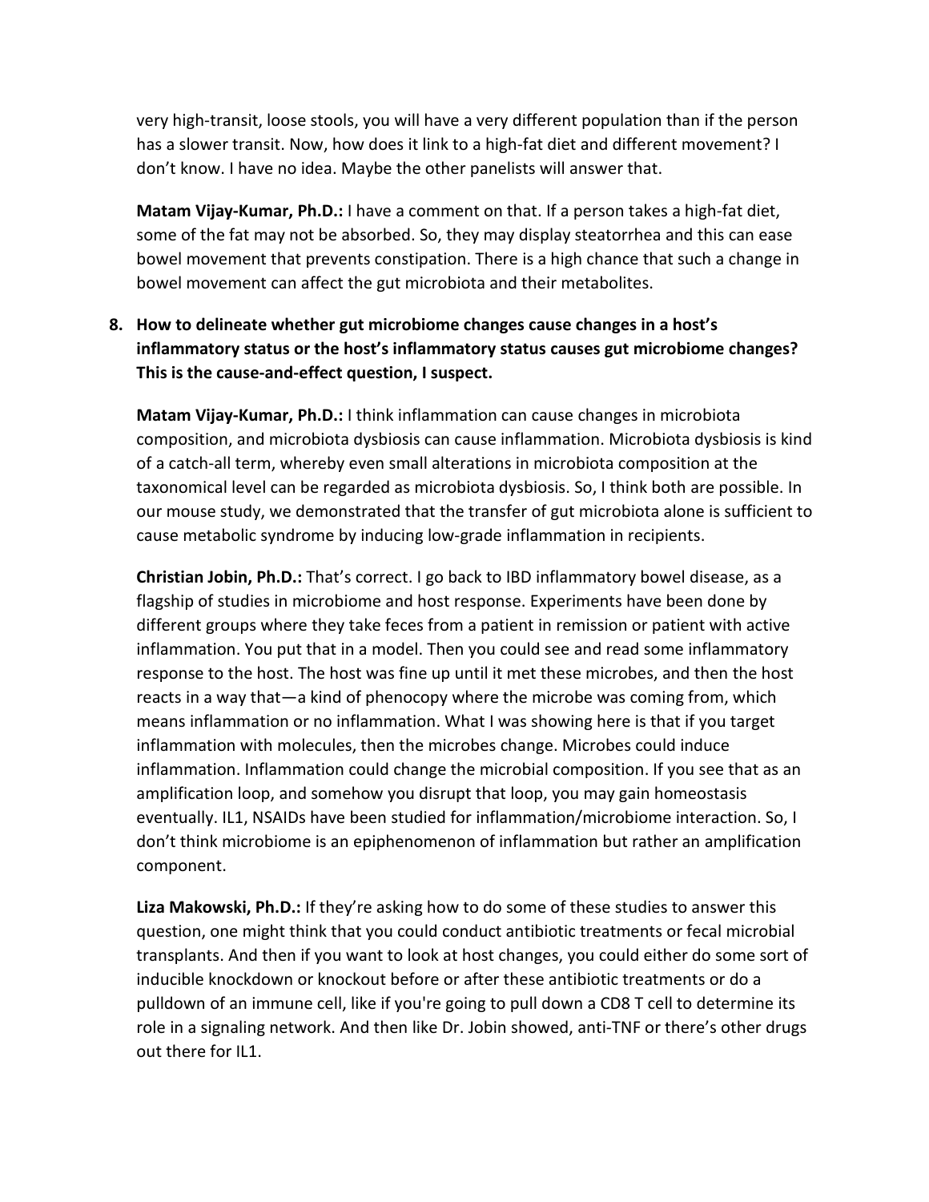very high-transit, loose stools, you will have a very different population than if the person has a slower transit. Now, how does it link to a high-fat diet and different movement? I don't know. I have no idea. Maybe the other panelists will answer that.

**Matam Vijay-Kumar, Ph.D.:** I have a comment on that. If a person takes a high-fat diet, some of the fat may not be absorbed. So, they may display steatorrhea and this can ease bowel movement that prevents constipation. There is a high chance that such a change in bowel movement can affect the gut microbiota and their metabolites.

8. **How to delineate whether gut microbiome changes cause changes in a host's inflammatory status or the host's inflammatory status causes gut microbiome changes? This is the cause-and-effect question, I suspect.**

   **Matam Vijay-Kumar, Ph.D.:** I think inflammation can cause changes in microbiota composition, and microbiota dysbiosis can cause inflammation. Microbiota dysbiosis is kind of a catch-all term, whereby even small alterations in microbiota composition at the taxonomical level can be regarded as microbiota dysbiosis. So, I think both are possible. In our mouse study, we demonstrated that the transfer of gut microbiota alone is sufficient to cause metabolic syndrome by inducing low-grade inflammation in recipients.

   **Christian Jobin, Ph.D.:** That's correct. I go back to IBD inflammatory bowel disease, as a flagship of studies in microbiome and host response. Experiments have been done by different groups where they take feces from a patient in remission or patient with active inflammation. You put that in a model. Then you could see and read some inflammatory response to the host. The host was fine up until it met these microbes, and then the host reacts in a way that—a kind of phenocopy where the microbe was coming from, which means inflammation or no inflammation. What I was showing here is that if you target inflammation with molecules, then the microbes change. Microbes could induce inflammation. Inflammation could change the microbial composition. If you see that as an amplification loop, and somehow you disrupt that loop, you may gain homeostasis eventually. IL1, NSAIDs have been studied for inflammation/microbiome interaction. So, I don't think microbiome is an epiphenomenon of inflammation but rather an amplification component.

   **Liza Makowski, Ph.D.:** If they're asking how to do some of these studies to answer this question, one might think that you could conduct antibiotic treatments or fecal microbial transplants. And then if you want to look at host changes, you could either do some sort of inducible knockdown or knockout before or after these antibiotic treatments or do a pulldown of an immune cell, like if you're going to pull down a CD8 T cell to determine its role in a signaling network. And then like Dr. Jobin showed, anti-TNF or there's other drugs out there for IL1.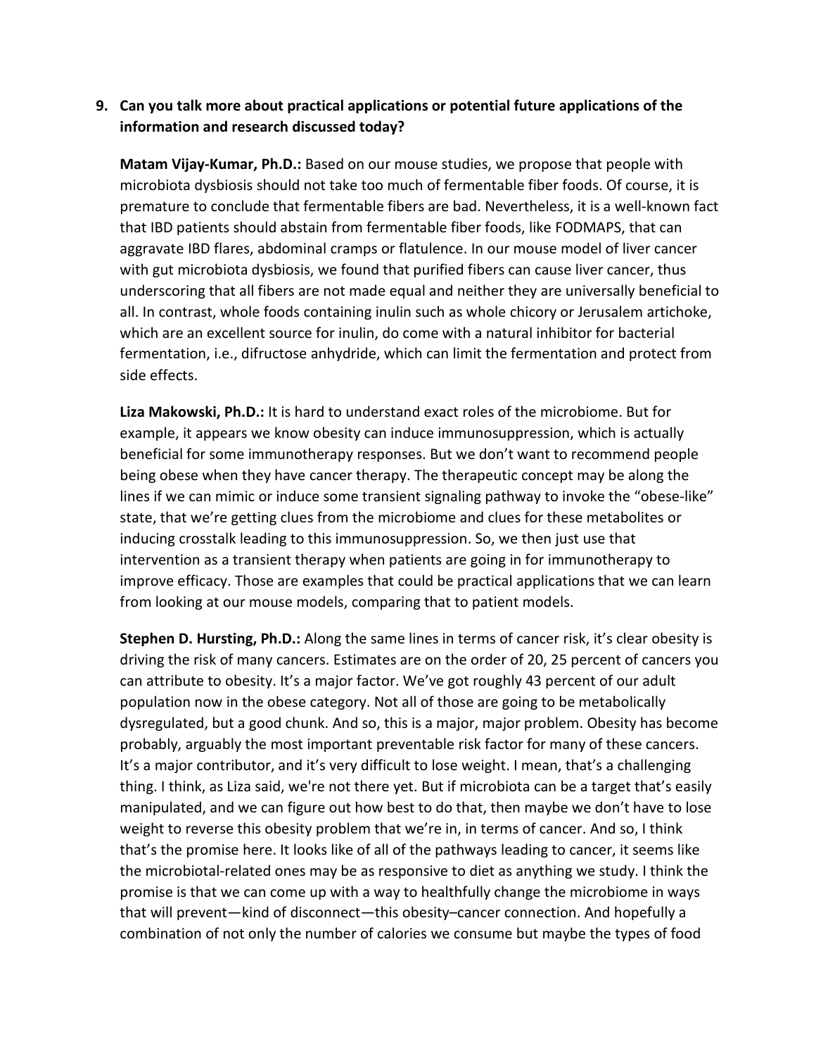**9. Can you talk more about practical applications or potential future applications of the information and research discussed today?**

**Matam Vijay-Kumar, Ph.D.:** Based on our mouse studies, we propose that people with microbiota dysbiosis should not take too much of fermentable fiber foods. Of course, it is premature to conclude that fermentable fibers are bad. Nevertheless, it is a well-known fact that IBD patients should abstain from fermentable fiber foods, like FODMAPS, that can aggravate IBD flares, abdominal cramps or flatulence. In our mouse model of liver cancer with gut microbiota dysbiosis, we found that purified fibers can cause liver cancer, thus underscoring that all fibers are not made equal and neither they are universally beneficial to all. In contrast, whole foods containing inulin such as whole chicory or Jerusalem artichoke, which are an excellent source for inulin, do come with a natural inhibitor for bacterial fermentation, i.e., difructose anhydride, which can limit the fermentation and protect from side effects.

**Liza Makowski, Ph.D.:** It is hard to understand exact roles of the microbiome. But for example, it appears we know obesity can induce immunosuppression, which is actually beneficial for some immunotherapy responses. But we don't want to recommend people being obese when they have cancer therapy. The therapeutic concept may be along the lines if we can mimic or induce some transient signaling pathway to invoke the "obese-like" state, that we're getting clues from the microbiome and clues for these metabolites or inducing crosstalk leading to this immunosuppression. So, we then just use that intervention as a transient therapy when patients are going in for immunotherapy to improve efficacy. Those are examples that could be practical applications that we can learn from looking at our mouse models, comparing that to patient models.

**Stephen D. Hursting, Ph.D.:** Along the same lines in terms of cancer risk, it's clear obesity is driving the risk of many cancers. Estimates are on the order of 20, 25 percent of cancers you can attribute to obesity. It's a major factor. We've got roughly 43 percent of our adult population now in the obese category. Not all of those are going to be metabolically dysregulated, but a good chunk. And so, this is a major, major problem. Obesity has become probably, arguably the most important preventable risk factor for many of these cancers. It's a major contributor, and it's very difficult to lose weight. I mean, that's a challenging thing. I think, as Liza said, we're not there yet. But if microbiota can be a target that's easily manipulated, and we can figure out how best to do that, then maybe we don't have to lose weight to reverse this obesity problem that we're in, in terms of cancer. And so, I think that's the promise here. It looks like of all of the pathways leading to cancer, it seems like the microbiotal-related ones may be as responsive to diet as anything we study. I think the promise is that we can come up with a way to healthfully change the microbiome in ways that will prevent—kind of disconnect—this obesity–cancer connection. And hopefully a combination of not only the number of calories we consume but maybe the types of food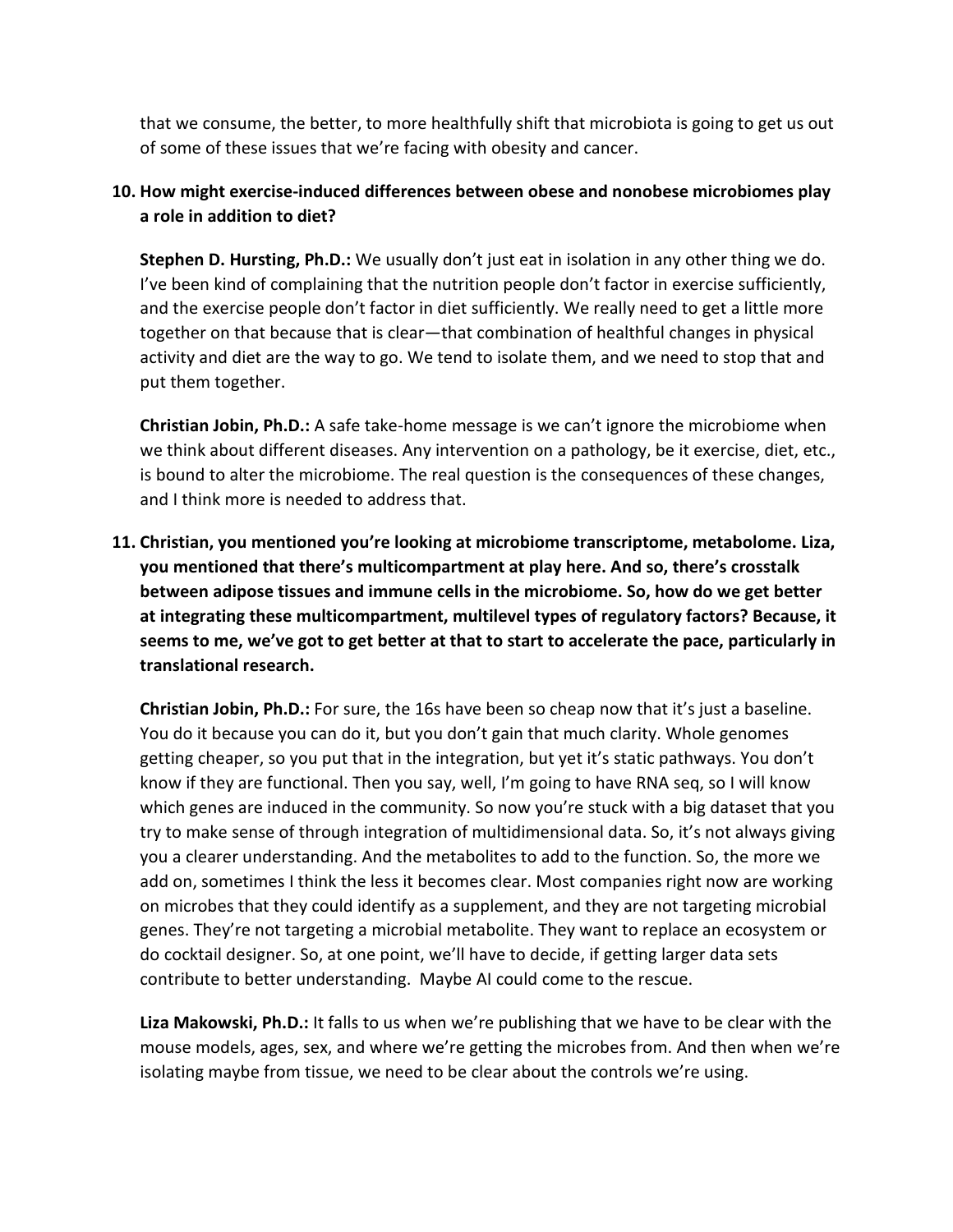that we consume, the better, to more healthfully shift that microbiota is going to get us out of some of these issues that we're facing with obesity and cancer.

**10. How might exercise-induced differences between obese and nonobese microbiomes play a role in addition to diet?**

**Stephen D. Hursting, Ph.D.:** We usually don't just eat in isolation in any other thing we do. I've been kind of complaining that the nutrition people don't factor in exercise sufficiently, and the exercise people don't factor in diet sufficiently. We really need to get a little more together on that because that is clear—that combination of healthful changes in physical activity and diet are the way to go. We tend to isolate them, and we need to stop that and put them together.

**Christian Jobin, Ph.D.:** A safe take-home message is we can't ignore the microbiome when we think about different diseases. Any intervention on a pathology, be it exercise, diet, etc., is bound to alter the microbiome. The real question is the consequences of these changes, and I think more is needed to address that.

**11. Christian, you mentioned you're looking at microbiome transcriptome, metabolome. Liza, you mentioned that there's multicompartment at play here. And so, there's crosstalk between adipose tissues and immune cells in the microbiome. So, how do we get better at integrating these multicompartment, multilevel types of regulatory factors? Because, it seems to me, we've got to get better at that to start to accelerate the pace, particularly in translational research.**

**Christian Jobin, Ph.D.:** For sure, the 16s have been so cheap now that it's just a baseline. You do it because you can do it, but you don't gain that much clarity. Whole genomes getting cheaper, so you put that in the integration, but yet it's static pathways. You don't know if they are functional. Then you say, well, I'm going to have RNA seq, so I will know which genes are induced in the community. So now you're stuck with a big dataset that you try to make sense of through integration of multidimensional data. So, it's not always giving you a clearer understanding. And the metabolites to add to the function. So, the more we add on, sometimes I think the less it becomes clear. Most companies right now are working on microbes that they could identify as a supplement, and they are not targeting microbial genes. They're not targeting a microbial metabolite. They want to replace an ecosystem or do cocktail designer. So, at one point, we'll have to decide, if getting larger data sets contribute to better understanding. Maybe AI could come to the rescue.

**Liza Makowski, Ph.D.:** It falls to us when we're publishing that we have to be clear with the mouse models, ages, sex, and where we're getting the microbes from. And then when we're isolating maybe from tissue, we need to be clear about the controls we're using.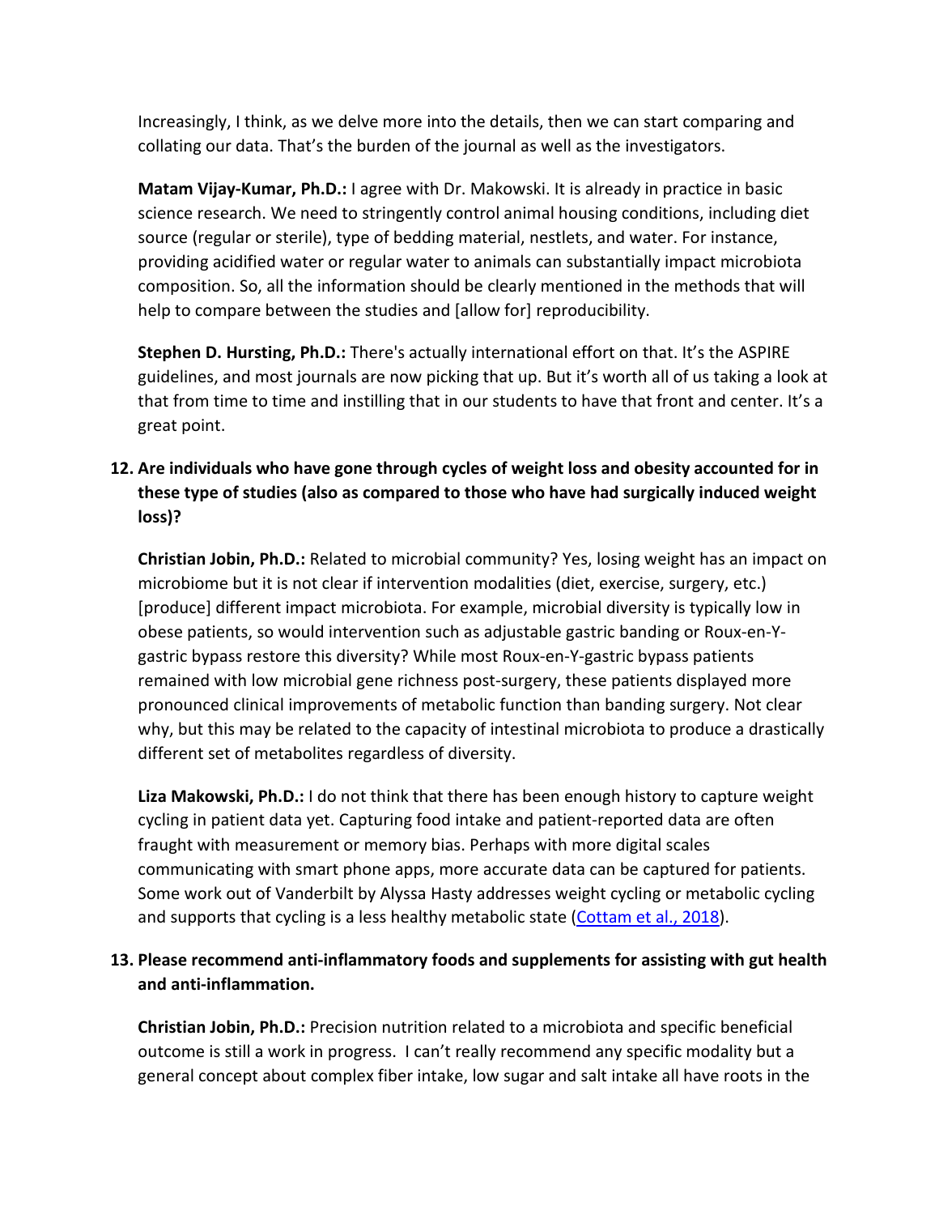Increasingly, I think, as we delve more into the details, then we can start comparing and collating our data. That's the burden of the journal as well as the investigators.

**Matam Vijay-Kumar, Ph.D.:** I agree with Dr. Makowski. It is already in practice in basic science research. We need to stringently control animal housing conditions, including diet source (regular or sterile), type of bedding material, nestlets, and water. For instance, providing acidified water or regular water to animals can substantially impact microbiota composition. So, all the information should be clearly mentioned in the methods that will help to compare between the studies and [allow for] reproducibility.

**Stephen D. Hursting, Ph.D.:** There's actually international effort on that. It's the ASPIRE guidelines, and most journals are now picking that up. But it's worth all of us taking a look at that from time to time and instilling that in our students to have that front and center. It's a great point.

**12. Are individuals who have gone through cycles of weight loss and obesity accounted for in these type of studies (also as compared to those who have had surgically induced weight loss)?**

**Christian Jobin, Ph.D.:** Related to microbial community? Yes, losing weight has an impact on microbiome but it is not clear if intervention modalities (diet, exercise, surgery, etc.) [produce] different impact microbiota. For example, microbial diversity is typically low in obese patients, so would intervention such as adjustable gastric banding or Roux-en-Y-gastric bypass restore this diversity? While most Roux-en-Y-gastric bypass patients remained with low microbial gene richness post-surgery, these patients displayed more pronounced clinical improvements of metabolic function than banding surgery. Not clear why, but this may be related to the capacity of intestinal microbiota to produce a drastically different set of metabolites regardless of diversity.

**Liza Makowski, Ph.D.:** I do not think that there has been enough history to capture weight cycling in patient data yet. Capturing food intake and patient-reported data are often fraught with measurement or memory bias. Perhaps with more digital scales communicating with smart phone apps, more accurate data can be captured for patients. Some work out of Vanderbilt by Alyssa Hasty addresses weight cycling or metabolic cycling and supports that cycling is a less healthy metabolic state (Cottam et al., 2018).

**13. Please recommend anti-inflammatory foods and supplements for assisting with gut health and anti-inflammation.**

**Christian Jobin, Ph.D.:** Precision nutrition related to a microbiota and specific beneficial outcome is still a work in progress. I can't really recommend any specific modality but a general concept about complex fiber intake, low sugar and salt intake all have roots in the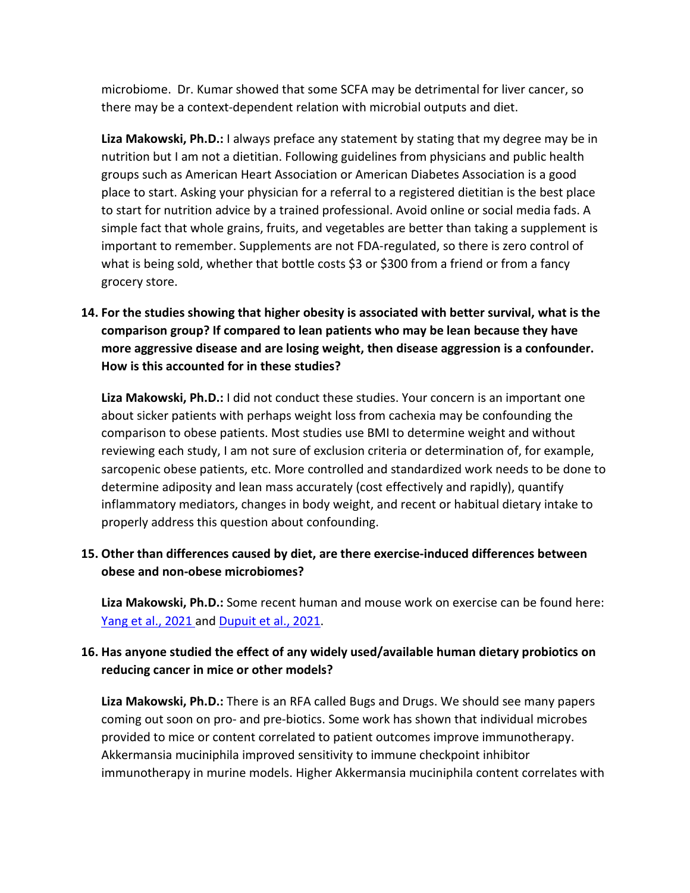microbiome. Dr. Kumar showed that some SCFA may be detrimental for liver cancer, so there may be a context-dependent relation with microbial outputs and diet.

**Liza Makowski, Ph.D.:** I always preface any statement by stating that my degree may be in nutrition but I am not a dietitian. Following guidelines from physicians and public health groups such as American Heart Association or American Diabetes Association is a good place to start. Asking your physician for a referral to a registered dietitian is the best place to start for nutrition advice by a trained professional. Avoid online or social media fads. A simple fact that whole grains, fruits, and vegetables are better than taking a supplement is important to remember. Supplements are not FDA-regulated, so there is zero control of what is being sold, whether that bottle costs $3 or $300 from a friend or from a fancy grocery store.

14. **For the studies showing that higher obesity is associated with better survival, what is the comparison group? If compared to lean patients who may be lean because they have more aggressive disease and are losing weight, then disease aggression is a confounder. How is this accounted for in these studies?**

    **Liza Makowski, Ph.D.:** I did not conduct these studies. Your concern is an important one about sicker patients with perhaps weight loss from cachexia may be confounding the comparison to obese patients. Most studies use BMI to determine weight and without reviewing each study, I am not sure of exclusion criteria or determination of, for example, sarcopenic obese patients, etc. More controlled and standardized work needs to be done to determine adiposity and lean mass accurately (cost effectively and rapidly), quantify inflammatory mediators, changes in body weight, and recent or habitual dietary intake to properly address this question about confounding.

15. **Other than differences caused by diet, are there exercise-induced differences between obese and non-obese microbiomes?**

    **Liza Makowski, Ph.D.:** Some recent human and mouse work on exercise can be found here: Yang et al., 2021 and Dupuit et al., 2021.

16. **Has anyone studied the effect of any widely used/available human dietary probiotics on reducing cancer in mice or other models?**

    **Liza Makowski, Ph.D.:** There is an RFA called Bugs and Drugs. We should see many papers coming out soon on pro- and pre-biotics. Some work has shown that individual microbes provided to mice or content correlated to patient outcomes improve immunotherapy. Akkermansia muciniphila improved sensitivity to immune checkpoint inhibitor immunotherapy in murine models. Higher Akkermansia muciniphila content correlates with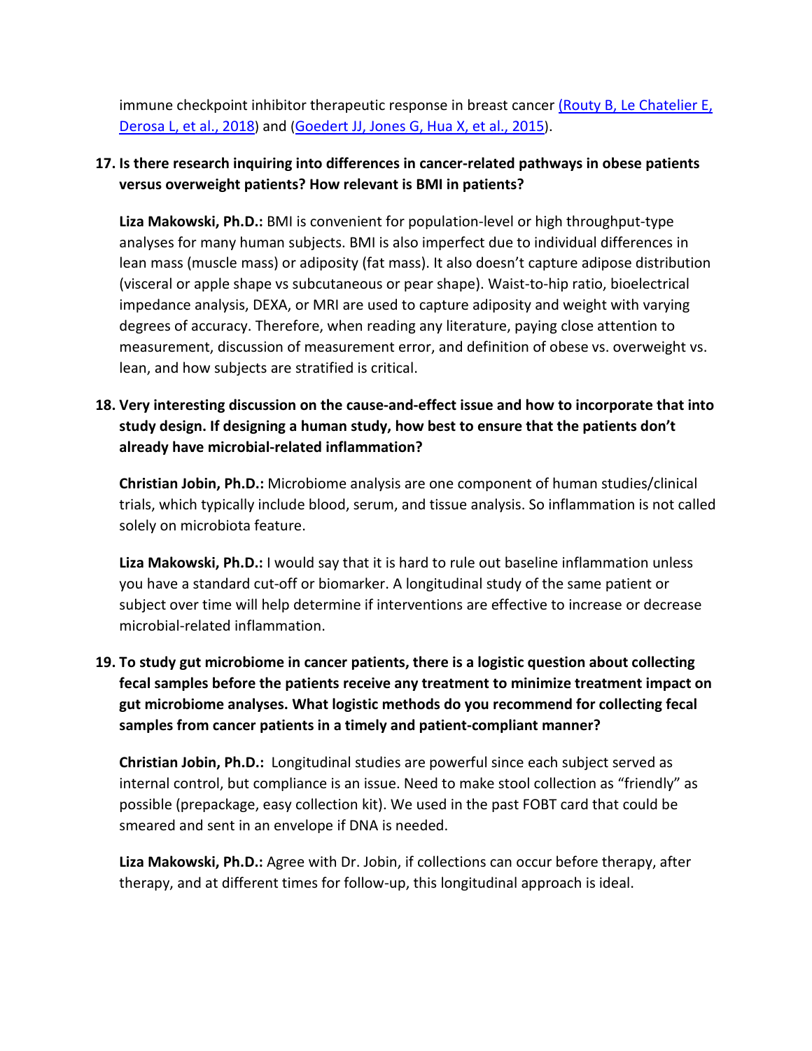immune checkpoint inhibitor therapeutic response in breast cancer (Routy B, Le Chatelier E, Derosa L, et al., 2018) and (Goedert JJ, Jones G, Hua X, et al., 2015).

**17. Is there research inquiring into differences in cancer-related pathways in obese patients versus overweight patients? How relevant is BMI in patients?**

**Liza Makowski, Ph.D.:** BMI is convenient for population-level or high throughput-type analyses for many human subjects. BMI is also imperfect due to individual differences in lean mass (muscle mass) or adiposity (fat mass). It also doesn't capture adipose distribution (visceral or apple shape vs subcutaneous or pear shape). Waist-to-hip ratio, bioelectrical impedance analysis, DEXA, or MRI are used to capture adiposity and weight with varying degrees of accuracy. Therefore, when reading any literature, paying close attention to measurement, discussion of measurement error, and definition of obese vs. overweight vs. lean, and how subjects are stratified is critical.

**18. Very interesting discussion on the cause-and-effect issue and how to incorporate that into study design. If designing a human study, how best to ensure that the patients don't already have microbial-related inflammation?**

**Christian Jobin, Ph.D.:** Microbiome analysis are one component of human studies/clinical trials, which typically include blood, serum, and tissue analysis. So inflammation is not called solely on microbiota feature.

**Liza Makowski, Ph.D.:** I would say that it is hard to rule out baseline inflammation unless you have a standard cut-off or biomarker. A longitudinal study of the same patient or subject over time will help determine if interventions are effective to increase or decrease microbial-related inflammation.

**19. To study gut microbiome in cancer patients, there is a logistic question about collecting fecal samples before the patients receive any treatment to minimize treatment impact on gut microbiome analyses. What logistic methods do you recommend for collecting fecal samples from cancer patients in a timely and patient-compliant manner?**

**Christian Jobin, Ph.D.:** Longitudinal studies are powerful since each subject served as internal control, but compliance is an issue. Need to make stool collection as "friendly" as possible (prepackage, easy collection kit). We used in the past FOBT card that could be smeared and sent in an envelope if DNA is needed.

**Liza Makowski, Ph.D.:** Agree with Dr. Jobin, if collections can occur before therapy, after therapy, and at different times for follow-up, this longitudinal approach is ideal.